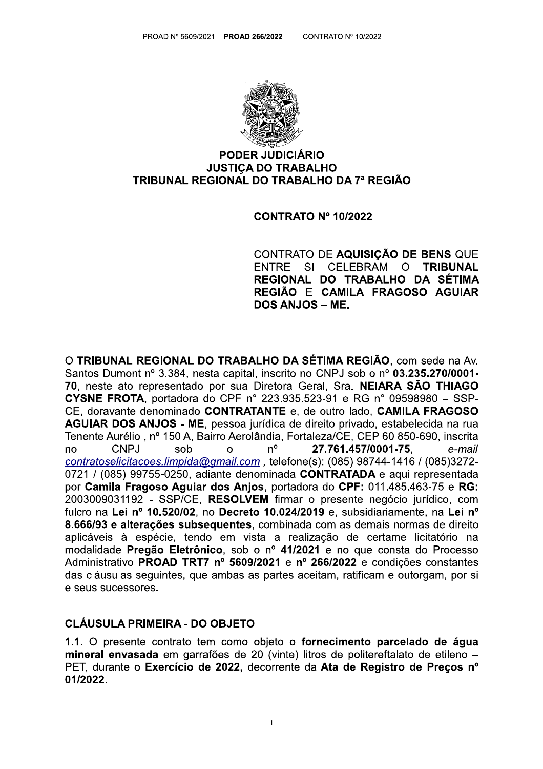**PODER JUDICIÁRIO**
**JUSTIÇA DO TRABALHO**
**TRIBUNAL REGIONAL DO TRABALHO DA 7ª REGIÃO**

**CONTRATO Nº 10/2022**

CONTRATO DE **AQUISIÇÃO DE BENS** QUE ENTRE SI CELEBRAM O **TRIBUNAL REGIONAL DO TRABALHO DA SÉTIMA REGIÃO** E **CAMILA FRAGOSO AGUIAR DOS ANJOS – ME.**

O **TRIBUNAL REGIONAL DO TRABALHO DA SÉTIMA REGIÃO**, com sede na Av. Santos Dumont nº 3.384, nesta capital, inscrito no CNPJ sob o nº **03.235.270/0001-70**, neste ato representado por sua Diretora Geral, Sra. **NEIARA SÃO THIAGO CYSNE FROTA**, portadora do CPF n° 223.935.523-91 e RG n° 09598980 – SSP-CE, doravante denominado **CONTRATANTE** e, de outro lado, **CAMILA FRAGOSO AGUIAR DOS ANJOS - ME**, pessoa jurídica de direito privado, estabelecida na rua Tenente Aurélio , nº 150 A, Bairro Aerolândia, Fortaleza/CE, CEP 60 850-690, inscrita no CNPJ sob o nº **27.761.457/0001-75**, *e-mail* *contratoselicitacoes.limpida@gmail.com* , telefone(s): (085) 98744-1416 / (085)3272-0721 / (085) 99755-0250, adiante denominada **CONTRATADA** e aqui representada por **Camila Fragoso Aguiar dos Anjos**, portadora do **CPF:** 011.485.463-75 e **RG:** 2003009031192 - SSP/CE, **RESOLVEM** firmar o presente negócio jurídico, com fulcro na **Lei nº 10.520/02**, no **Decreto 10.024/2019** e, subsidiariamente, na **Lei nº 8.666/93 e alterações subsequentes**, combinada com as demais normas de direito aplicáveis à espécie, tendo em vista a realização de certame licitatório na modalidade **Pregão Eletrônico**, sob o nº **41/2021** e no que consta do Processo Administrativo **PROAD TRT7 nº 5609/2021** e **nº 266/2022** e condições constantes das cláusulas seguintes, que ambas as partes aceitam, ratificam e outorgam, por si e seus sucessores.

## CLÁUSULA PRIMEIRA - DO OBJETO

**1.1.** O presente contrato tem como objeto o **fornecimento parcelado de água mineral envasada** em garrafões de 20 (vinte) litros de politereftalato de etileno – PET, durante o **Exercício de 2022,** decorrente da **Ata de Registro de Preços nº 01/2022**.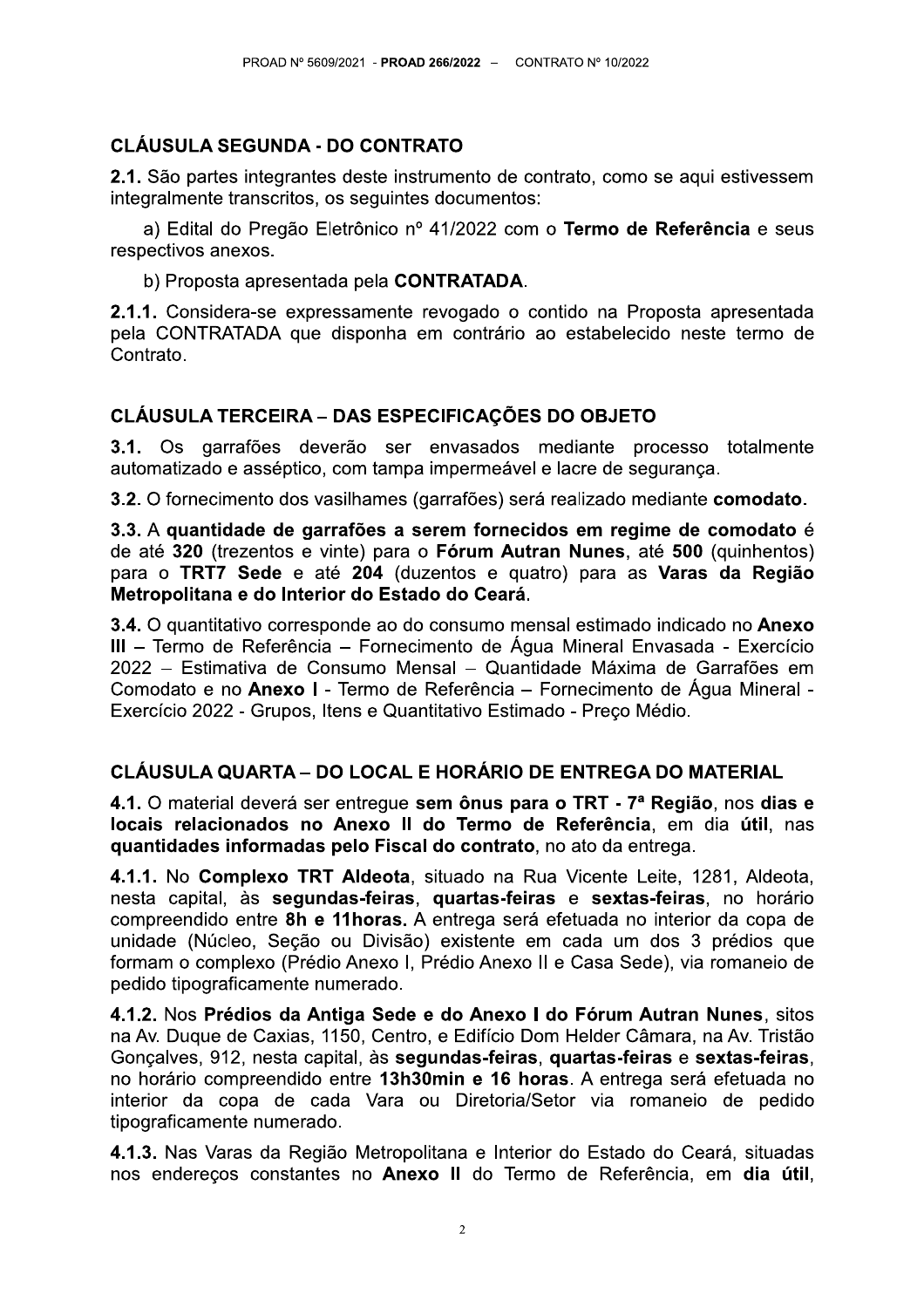## CLÁUSULA SEGUNDA - DO CONTRATO

**2.1.** São partes integrantes deste instrumento de contrato, como se aqui estivessem integralmente transcritos, os seguintes documentos:

a) Edital do Pregão Eletrônico nº 41/2022 com o **Termo de Referência** e seus respectivos anexos.

b) Proposta apresentada pela **CONTRATADA**.

**2.1.1.** Considera-se expressamente revogado o contido na Proposta apresentada pela CONTRATADA que disponha em contrário ao estabelecido neste termo de Contrato.

## CLÁUSULA TERCEIRA – DAS ESPECIFICAÇÕES DO OBJETO

**3.1.** Os garrafões deverão ser envasados mediante processo totalmente automatizado e asséptico, com tampa impermeável e lacre de segurança.

**3.2.** O fornecimento dos vasilhames (garrafões) será realizado mediante **comodato**.

**3.3.** A **quantidade de garrafões a serem fornecidos em regime de comodato** é de até **320** (trezentos e vinte) para o **Fórum Autran Nunes**, até **500** (quinhentos) para o **TRT7 Sede** e até **204** (duzentos e quatro) para as **Varas da Região Metropolitana e do Interior do Estado do Ceará**.

**3.4.** O quantitativo corresponde ao do consumo mensal estimado indicado no **Anexo III** – Termo de Referência – Fornecimento de Água Mineral Envasada - Exercício 2022 – Estimativa de Consumo Mensal – Quantidade Máxima de Garrafões em Comodato e no **Anexo I** - Termo de Referência – Fornecimento de Água Mineral - Exercício 2022 - Grupos, Itens e Quantitativo Estimado - Preço Médio.

## CLÁUSULA QUARTA – DO LOCAL E HORÁRIO DE ENTREGA DO MATERIAL

**4.1.** O material deverá ser entregue **sem ônus para o TRT - 7ª Região**, nos **dias e locais relacionados no Anexo II do Termo de Referência**, em dia **útil**, nas **quantidades informadas pelo Fiscal do contrato**, no ato da entrega.

**4.1.1.** No **Complexo TRT Aldeota**, situado na Rua Vicente Leite, 1281, Aldeota, nesta capital, às **segundas-feiras**, **quartas-feiras** e **sextas-feiras**, no horário compreendido entre **8h e 11horas.** A entrega será efetuada no interior da copa de unidade (Núcleo, Seção ou Divisão) existente em cada um dos 3 prédios que formam o complexo (Prédio Anexo I, Prédio Anexo II e Casa Sede), via romaneio de pedido tipograficamente numerado.

**4.1.2.** Nos **Prédios da Antiga Sede e do Anexo I do Fórum Autran Nunes**, sitos na Av. Duque de Caxias, 1150, Centro, e Edifício Dom Helder Câmara, na Av. Tristão Gonçalves, 912, nesta capital, às **segundas-feiras**, **quartas-feiras** e **sextas-feiras**, no horário compreendido entre **13h30min e 16 horas**. A entrega será efetuada no interior da copa de cada Vara ou Diretoria/Setor via romaneio de pedido tipograficamente numerado.

**4.1.3.** Nas Varas da Região Metropolitana e Interior do Estado do Ceará, situadas nos endereços constantes no **Anexo II** do Termo de Referência, em **dia útil**,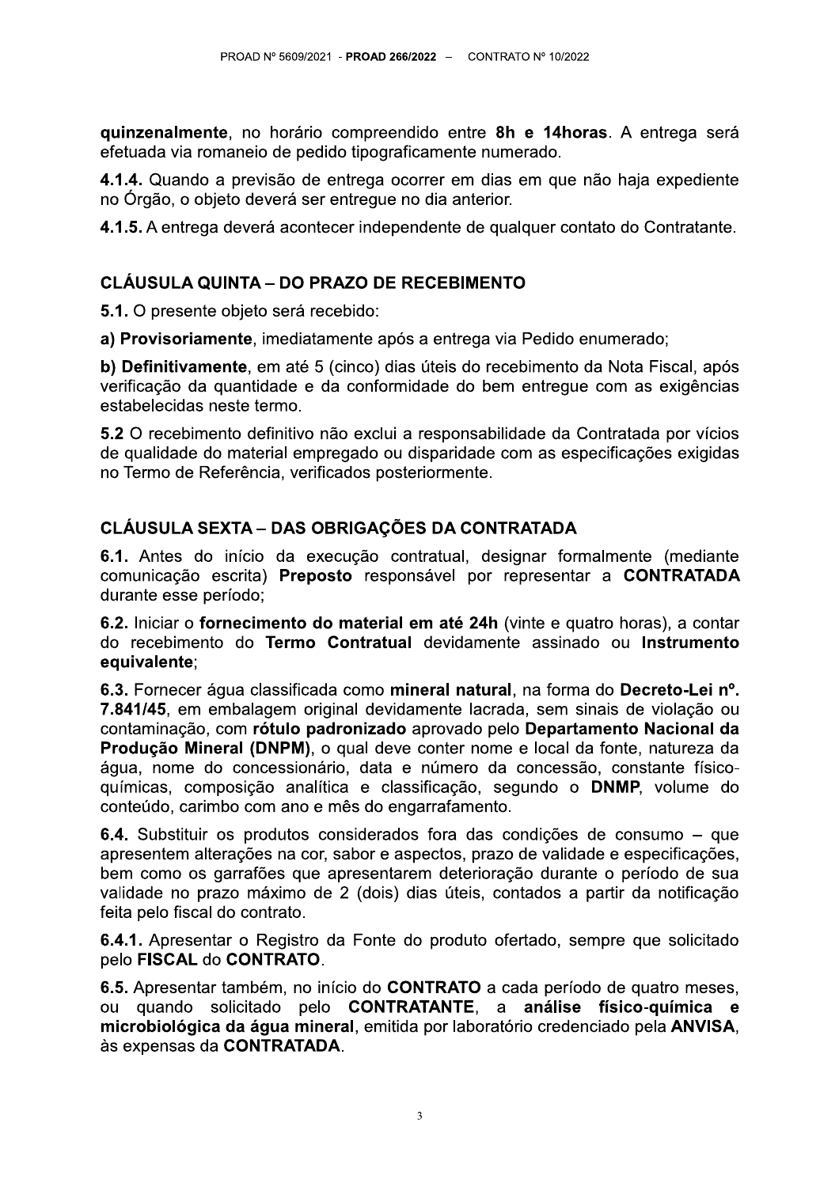**quinzenalmente**, no horário compreendido entre **8h e 14horas**. A entrega será efetuada via romaneio de pedido tipograficamente numerado.

**4.1.4.** Quando a previsão de entrega ocorrer em dias em que não haja expediente no Órgão, o objeto deverá ser entregue no dia anterior.

**4.1.5.** A entrega deverá acontecer independente de qualquer contato do Contratante.

## CLÁUSULA QUINTA – DO PRAZO DE RECEBIMENTO

**5.1.** O presente objeto será recebido:

**a) Provisoriamente**, imediatamente após a entrega via Pedido enumerado;

**b) Definitivamente**, em até 5 (cinco) dias úteis do recebimento da Nota Fiscal, após verificação da quantidade e da conformidade do bem entregue com as exigências estabelecidas neste termo.

**5.2** O recebimento definitivo não exclui a responsabilidade da Contratada por vícios de qualidade do material empregado ou disparidade com as especificações exigidas no Termo de Referência, verificados posteriormente.

## CLÁUSULA SEXTA – DAS OBRIGAÇÕES DA CONTRATADA

**6.1.** Antes do início da execução contratual, designar formalmente (mediante comunicação escrita) **Preposto** responsável por representar a **CONTRATADA** durante esse período;

**6.2.** Iniciar o **fornecimento do material em até 24h** (vinte e quatro horas), a contar do recebimento do **Termo Contratual** devidamente assinado ou **Instrumento equivalente**;

**6.3.** Fornecer água classificada como **mineral natural**, na forma do **Decreto-Lei nº. 7.841/45**, em embalagem original devidamente lacrada, sem sinais de violação ou contaminação, com **rótulo padronizado** aprovado pelo **Departamento Nacional da Produção Mineral (DNPM)**, o qual deve conter nome e local da fonte, natureza da água, nome do concessionário, data e número da concessão, constante físico-químicas, composição analítica e classificação, segundo o **DNMP**, volume do conteúdo, carimbo com ano e mês do engarrafamento.

**6.4.** Substituir os produtos considerados fora das condições de consumo – que apresentem alterações na cor, sabor e aspectos, prazo de validade e especificações, bem como os garrafões que apresentarem deterioração durante o período de sua validade no prazo máximo de 2 (dois) dias úteis, contados a partir da notificação feita pelo fiscal do contrato.

**6.4.1.** Apresentar o Registro da Fonte do produto ofertado, sempre que solicitado pelo **FISCAL** do **CONTRATO**.

**6.5.** Apresentar também, no início do **CONTRATO** a cada período de quatro meses, ou quando solicitado pelo **CONTRATANTE**, a **análise físico-química e microbiológica da água mineral**, emitida por laboratório credenciado pela **ANVISA**, às expensas da **CONTRATADA**.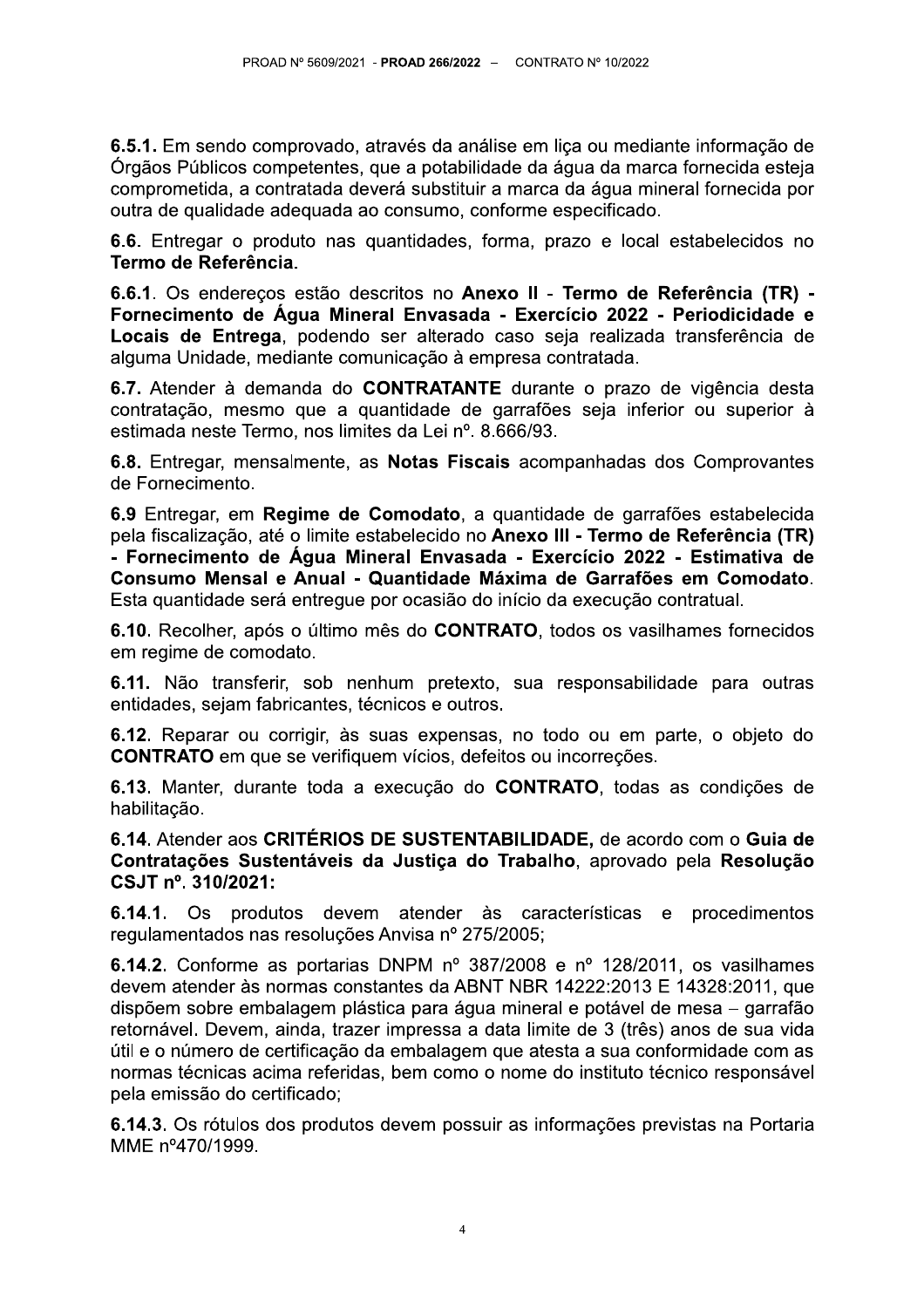**6.5.1.** Em sendo comprovado, através da análise em liça ou mediante informação de Órgãos Públicos competentes, que a potabilidade da água da marca fornecida esteja comprometida, a contratada deverá substituir a marca da água mineral fornecida por outra de qualidade adequada ao consumo, conforme especificado.

**6.6**. Entregar o produto nas quantidades, forma, prazo e local estabelecidos no **Termo de Referência**.

**6.6.1**. Os endereços estão descritos no **Anexo II** - **Termo de Referência (TR) - Fornecimento de Água Mineral Envasada - Exercício 2022 - Periodicidade e Locais de Entrega**, podendo ser alterado caso seja realizada transferência de alguma Unidade, mediante comunicação à empresa contratada.

**6.7.** Atender à demanda do **CONTRATANTE** durante o prazo de vigência desta contratação, mesmo que a quantidade de garrafões seja inferior ou superior à estimada neste Termo, nos limites da Lei nº. 8.666/93.

**6.8.** Entregar, mensalmente, as **Notas Fiscais** acompanhadas dos Comprovantes de Fornecimento.

**6.9** Entregar, em **Regime de Comodato**, a quantidade de garrafões estabelecida pela fiscalização, até o limite estabelecido no **Anexo III - Termo de Referência (TR) - Fornecimento de Água Mineral Envasada - Exercício 2022 - Estimativa de Consumo Mensal e Anual - Quantidade Máxima de Garrafões em Comodato**. Esta quantidade será entregue por ocasião do início da execução contratual.

**6.10.** Recolher, após o último mês do **CONTRATO**, todos os vasilhames fornecidos em regime de comodato.

**6.11.** Não transferir, sob nenhum pretexto, sua responsabilidade para outras entidades, sejam fabricantes, técnicos e outros.

**6.12.** Reparar ou corrigir, às suas expensas, no todo ou em parte, o objeto do **CONTRATO** em que se verifiquem vícios, defeitos ou incorreções.

**6.13.** Manter, durante toda a execução do **CONTRATO**, todas as condições de habilitação.

**6.14.** Atender aos **CRITÉRIOS DE SUSTENTABILIDADE,** de acordo com o **Guia de Contratações Sustentáveis da Justiça do Trabalho**, aprovado pela **Resolução CSJT nº. 310/2021:**

**6.14.1.** Os produtos devem atender às características e procedimentos regulamentados nas resoluções Anvisa nº 275/2005;

**6.14.2.** Conforme as portarias DNPM nº 387/2008 e nº 128/2011, os vasilhames devem atender às normas constantes da ABNT NBR 14222:2013 E 14328:2011, que dispõem sobre embalagem plástica para água mineral e potável de mesa – garrafão retornável. Devem, ainda, trazer impressa a data limite de 3 (três) anos de sua vida útil e o número de certificação da embalagem que atesta a sua conformidade com as normas técnicas acima referidas, bem como o nome do instituto técnico responsável pela emissão do certificado;

**6.14.3.** Os rótulos dos produtos devem possuir as informações previstas na Portaria MME nº470/1999.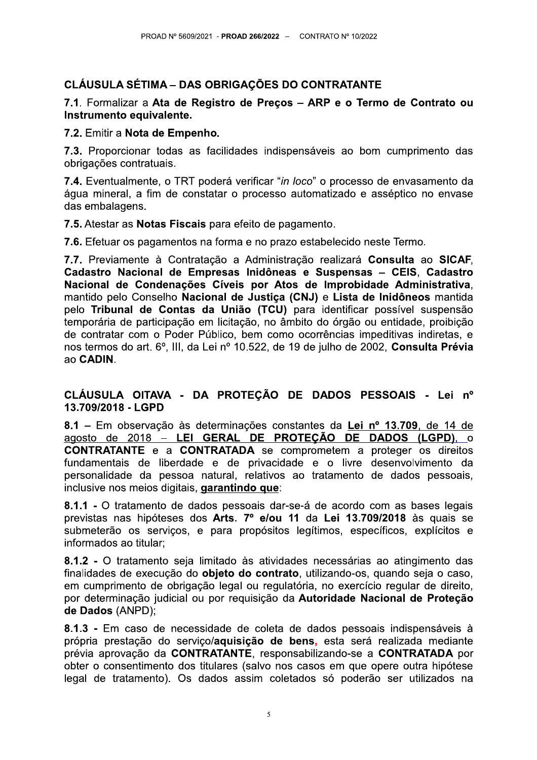## CLÁUSULA SÉTIMA – DAS OBRIGAÇÕES DO CONTRATANTE

**7.1**. Formalizar a **Ata de Registro de Preços – ARP e o Termo de Contrato ou Instrumento equivalente.**

**7.2.** Emitir a **Nota de Empenho.**

**7.3.** Proporcionar todas as facilidades indispensáveis ao bom cumprimento das obrigações contratuais.

**7.4.** Eventualmente, o TRT poderá verificar "*in loco*" o processo de envasamento da água mineral, a fim de constatar o processo automatizado e asséptico no envase das embalagens.

**7.5.** Atestar as **Notas Fiscais** para efeito de pagamento.

**7.6.** Efetuar os pagamentos na forma e no prazo estabelecido neste Termo.

**7.7.** Previamente à Contratação a Administração realizará **Consulta** ao **SICAF**, **Cadastro Nacional de Empresas Inidôneas e Suspensas – CEIS**, **Cadastro Nacional de Condenações Cíveis por Atos de Improbidade Administrativa**, mantido pelo Conselho **Nacional de Justiça (CNJ)** e **Lista de Inidôneos** mantida pelo **Tribunal de Contas da União (TCU)** para identificar possível suspensão temporária de participação em licitação, no âmbito do órgão ou entidade, proibição de contratar com o Poder Público, bem como ocorrências impeditivas indiretas, e nos termos do art. 6º, III, da Lei nº 10.522, de 19 de julho de 2002, **Consulta Prévia** ao **CADIN**.

## CLÁUSULA OITAVA - DA PROTEÇÃO DE DADOS PESSOAIS - Lei nº 13.709/2018 - LGPD

**8.1** – Em observação às determinações constantes da **Lei nº 13.709**, de 14 de agosto de 2018 – **LEI GERAL DE PROTEÇÃO DE DADOS (LGPD)**, o **CONTRATANTE** e a **CONTRATADA** se comprometem a proteger os direitos fundamentais de liberdade e de privacidade e o livre desenvolvimento da personalidade da pessoa natural, relativos ao tratamento de dados pessoais, inclusive nos meios digitais, **garantindo que**:

**8.1.1 -** O tratamento de dados pessoais dar-se-á de acordo com as bases legais previstas nas hipóteses dos **Arts. 7º e/ou 11** da **Lei 13.709/2018** às quais se submeterão os serviços, e para propósitos legítimos, específicos, explícitos e informados ao titular;

**8.1.2 -** O tratamento seja limitado às atividades necessárias ao atingimento das finalidades de execução do **objeto do contrato**, utilizando-os, quando seja o caso, em cumprimento de obrigação legal ou regulatória, no exercício regular de direito, por determinação judicial ou por requisição da **Autoridade Nacional de Proteção de Dados** (ANPD);

**8.1.3 -** Em caso de necessidade de coleta de dados pessoais indispensáveis à própria prestação do serviço/**aquisição de bens**, esta será realizada mediante prévia aprovação da **CONTRATANTE**, responsabilizando-se a **CONTRATADA** por obter o consentimento dos titulares (salvo nos casos em que opere outra hipótese legal de tratamento). Os dados assim coletados só poderão ser utilizados na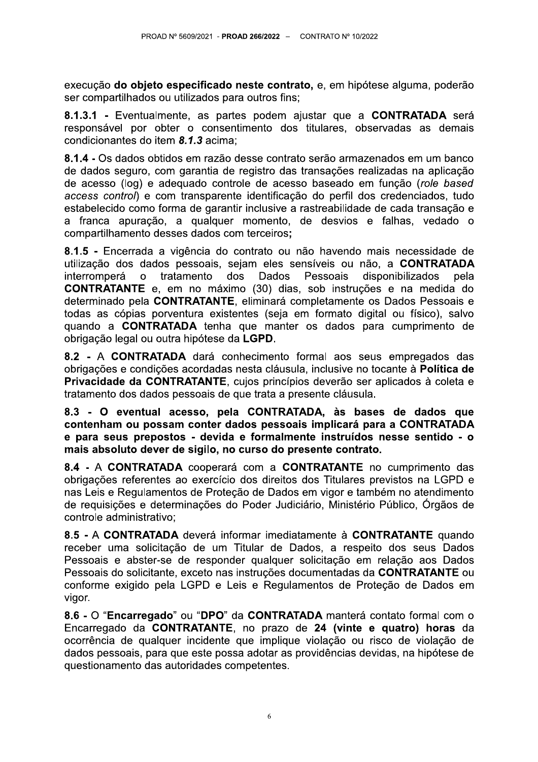execução **do objeto especificado neste contrato,** e, em hipótese alguma, poderão ser compartilhados ou utilizados para outros fins;

**8.1.3.1 -** Eventualmente, as partes podem ajustar que a **CONTRATADA** será responsável por obter o consentimento dos titulares, observadas as demais condicionantes do item ***8.1.3*** acima;

**8.1.4 -** Os dados obtidos em razão desse contrato serão armazenados em um banco de dados seguro, com garantia de registro das transações realizadas na aplicação de acesso (log) e adequado controle de acesso baseado em função (*role based access control*) e com transparente identificação do perfil dos credenciados, tudo estabelecido como forma de garantir inclusive a rastreabilidade de cada transação e a franca apuração, a qualquer momento, de desvios e falhas, vedado o compartilhamento desses dados com terceiros**;**

**8.1.5 -** Encerrada a vigência do contrato ou não havendo mais necessidade de utilização dos dados pessoais, sejam eles sensíveis ou não, a **CONTRATADA** interromperá o tratamento dos Dados Pessoais disponibilizados pela **CONTRATANTE** e, em no máximo (30) dias, sob instruções e na medida do determinado pela **CONTRATANTE**, eliminará completamente os Dados Pessoais e todas as cópias porventura existentes (seja em formato digital ou físico), salvo quando a **CONTRATADA** tenha que manter os dados para cumprimento de obrigação legal ou outra hipótese da **LGPD**.

**8.2 -** A **CONTRATADA** dará conhecimento formal aos seus empregados das obrigações e condições acordadas nesta cláusula, inclusive no tocante à **Política de Privacidade da CONTRATANTE**, cujos princípios deverão ser aplicados à coleta e tratamento dos dados pessoais de que trata a presente cláusula.

**8.3 - O eventual acesso, pela CONTRATADA, às bases de dados que contenham ou possam conter dados pessoais implicará para a CONTRATADA e para seus prepostos - devida e formalmente instruídos nesse sentido - o mais absoluto dever de sigilo, no curso do presente contrato.**

**8.4 -** A **CONTRATADA** cooperará com a **CONTRATANTE** no cumprimento das obrigações referentes ao exercício dos direitos dos Titulares previstos na LGPD e nas Leis e Regulamentos de Proteção de Dados em vigor e também no atendimento de requisições e determinações do Poder Judiciário, Ministério Público, Órgãos de controle administrativo;

**8.5 -** A **CONTRATADA** deverá informar imediatamente à **CONTRATANTE** quando receber uma solicitação de um Titular de Dados, a respeito dos seus Dados Pessoais e abster-se de responder qualquer solicitação em relação aos Dados Pessoais do solicitante, exceto nas instruções documentadas da **CONTRATANTE** ou conforme exigido pela LGPD e Leis e Regulamentos de Proteção de Dados em vigor.

**8.6 -** O "**Encarregado**" ou "**DPO**" da **CONTRATADA** manterá contato formal com o Encarregado da **CONTRATANTE**, no prazo de **24 (vinte e quatro) horas** da ocorrência de qualquer incidente que implique violação ou risco de violação de dados pessoais, para que este possa adotar as providências devidas, na hipótese de questionamento das autoridades competentes.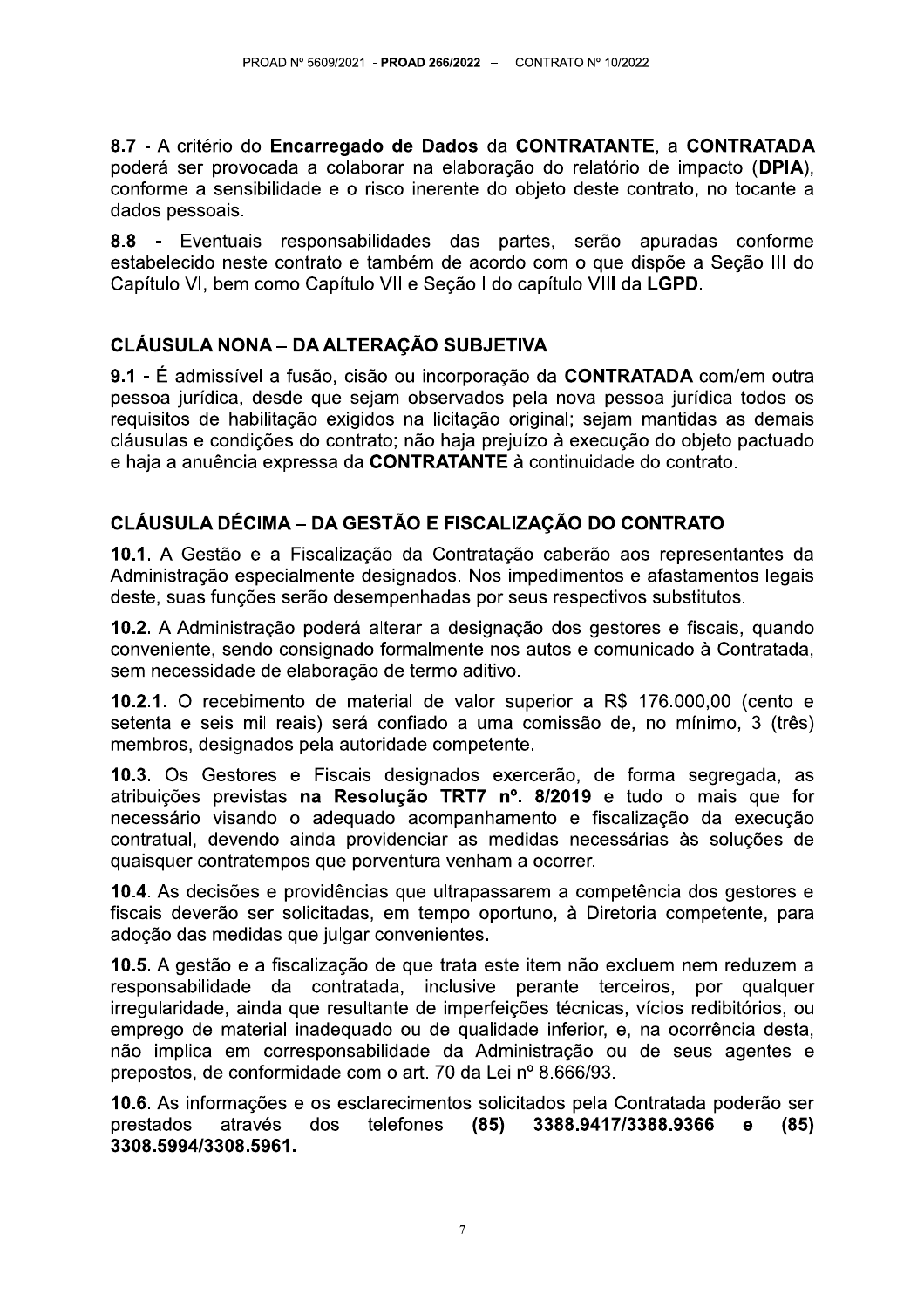**8.7 -** A critério do **Encarregado de Dados** da **CONTRATANTE**, a **CONTRATADA** poderá ser provocada a colaborar na elaboração do relatório de impacto (**DPIA**), conforme a sensibilidade e o risco inerente do objeto deste contrato, no tocante a dados pessoais.

**8.8 -** Eventuais responsabilidades das partes, serão apuradas conforme estabelecido neste contrato e também de acordo com o que dispõe a Seção III do Capítulo VI, bem como Capítulo VII e Seção I do capítulo VIII da **LGPD**.

## CLÁUSULA NONA – DA ALTERAÇÃO SUBJETIVA

**9.1 -** É admissível a fusão, cisão ou incorporação da **CONTRATADA** com/em outra pessoa jurídica, desde que sejam observados pela nova pessoa jurídica todos os requisitos de habilitação exigidos na licitação original; sejam mantidas as demais cláusulas e condições do contrato; não haja prejuízo à execução do objeto pactuado e haja a anuência expressa da **CONTRATANTE** à continuidade do contrato.

## CLÁUSULA DÉCIMA – DA GESTÃO E FISCALIZAÇÃO DO CONTRATO

**10.1**. A Gestão e a Fiscalização da Contratação caberão aos representantes da Administração especialmente designados. Nos impedimentos e afastamentos legais deste, suas funções serão desempenhadas por seus respectivos substitutos.

**10.2**. A Administração poderá alterar a designação dos gestores e fiscais, quando conveniente, sendo consignado formalmente nos autos e comunicado à Contratada, sem necessidade de elaboração de termo aditivo.

**10.2.1**. O recebimento de material de valor superior a R$ 176.000,00 (cento e setenta e seis mil reais) será confiado a uma comissão de, no mínimo, 3 (três) membros, designados pela autoridade competente.

**10.3**. Os Gestores e Fiscais designados exercerão, de forma segregada, as atribuições previstas **na Resolução TRT7 nº. 8/2019** e tudo o mais que for necessário visando o adequado acompanhamento e fiscalização da execução contratual, devendo ainda providenciar as medidas necessárias às soluções de quaisquer contratempos que porventura venham a ocorrer.

**10.4**. As decisões e providências que ultrapassarem a competência dos gestores e fiscais deverão ser solicitadas, em tempo oportuno, à Diretoria competente, para adoção das medidas que julgar convenientes.

**10.5**. A gestão e a fiscalização de que trata este item não excluem nem reduzem a responsabilidade da contratada, inclusive perante terceiros, por qualquer irregularidade, ainda que resultante de imperfeições técnicas, vícios redibitórios, ou emprego de material inadequado ou de qualidade inferior, e, na ocorrência desta, não implica em corresponsabilidade da Administração ou de seus agentes e prepostos, de conformidade com o art. 70 da Lei nº 8.666/93.

**10.6**. As informações e os esclarecimentos solicitados pela Contratada poderão ser prestados através dos telefones **(85) 3388.9417/3388.9366 e (85) 3308.5994/3308.5961.**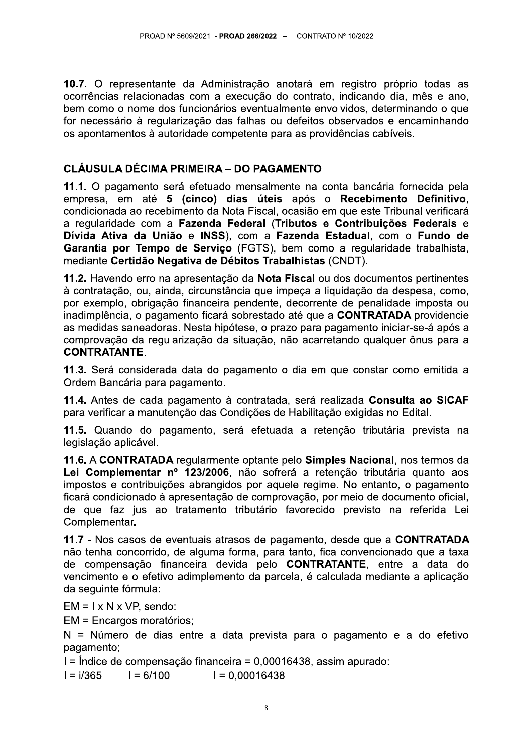**10.7.** O representante da Administração anotará em registro próprio todas as ocorrências relacionadas com a execução do contrato, indicando dia, mês e ano, bem como o nome dos funcionários eventualmente envolvidos, determinando o que for necessário à regularização das falhas ou defeitos observados e encaminhando os apontamentos à autoridade competente para as providências cabíveis.

## CLÁUSULA DÉCIMA PRIMEIRA – DO PAGAMENTO

**11.1.** O pagamento será efetuado mensalmente na conta bancária fornecida pela empresa, em até **5 (cinco) dias úteis** após o **Recebimento Definitivo**, condicionada ao recebimento da Nota Fiscal, ocasião em que este Tribunal verificará a regularidade com a **Fazenda Federal** (**Tributos e Contribuições Federais** e **Dívida Ativa da União** e **INSS**), com a **Fazenda Estadual**, com o **Fundo de Garantia por Tempo de Serviço** (FGTS), bem como a regularidade trabalhista, mediante **Certidão Negativa de Débitos Trabalhistas** (CNDT).

**11.2.** Havendo erro na apresentação da **Nota Fiscal** ou dos documentos pertinentes à contratação, ou, ainda, circunstância que impeça a liquidação da despesa, como, por exemplo, obrigação financeira pendente, decorrente de penalidade imposta ou inadimplência, o pagamento ficará sobrestado até que a **CONTRATADA** providencie as medidas saneadoras. Nesta hipótese, o prazo para pagamento iniciar-se-á após a comprovação da regularização da situação, não acarretando qualquer ônus para a **CONTRATANTE**.

**11.3.** Será considerada data do pagamento o dia em que constar como emitida a Ordem Bancária para pagamento.

**11.4.** Antes de cada pagamento à contratada, será realizada **Consulta ao SICAF** para verificar a manutenção das Condições de Habilitação exigidas no Edital.

**11.5.** Quando do pagamento, será efetuada a retenção tributária prevista na legislação aplicável.

**11.6.** A **CONTRATADA** regularmente optante pelo **Simples Nacional**, nos termos da **Lei Complementar nº 123/2006**, não sofrerá a retenção tributária quanto aos impostos e contribuições abrangidos por aquele regime. No entanto, o pagamento ficará condicionado à apresentação de comprovação, por meio de documento oficial, de que faz jus ao tratamento tributário favorecido previsto na referida Lei Complementar**.**

**11.7 -** Nos casos de eventuais atrasos de pagamento, desde que a **CONTRATADA** não tenha concorrido, de alguma forma, para tanto, fica convencionado que a taxa de compensação financeira devida pelo **CONTRATANTE**, entre a data do vencimento e o efetivo adimplemento da parcela, é calculada mediante a aplicação da seguinte fórmula:

$EM = I \times N \times VP$, sendo:

EM = Encargos moratórios;

N = Número de dias entre a data prevista para o pagamento e a do efetivo pagamento;

I = Índice de compensação financeira = 0,00016438, assim apurado:

$I = i/365$ $\quad$ $I = 6/100$ $\quad$ $I = 0,00016438$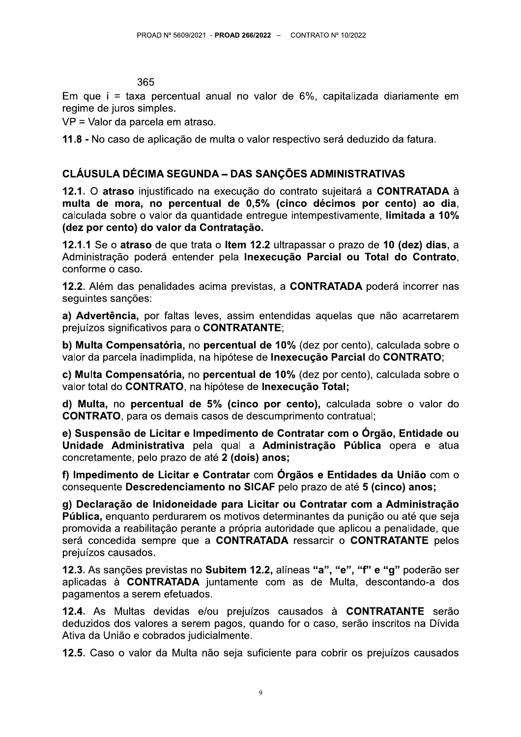365

Em que i = taxa percentual anual no valor de 6%, capitalizada diariamente em regime de juros simples.

VP = Valor da parcela em atraso.

**11.8 -** No caso de aplicação de multa o valor respectivo será deduzido da fatura.

## CLÁUSULA DÉCIMA SEGUNDA – DAS SANÇÕES ADMINISTRATIVAS

**12.1**. O **atraso** injustificado na execução do contrato sujeitará a **CONTRATADA** à **multa de mora, no percentual de 0,5% (cinco décimos por cento) ao dia**, calculada sobre o valor da quantidade entregue intempestivamente, **limitada a 10% (dez por cento) do valor da Contratação.**

**12.1.1** Se o **atraso** de que trata o **Item 12.2** ultrapassar o prazo de **10 (dez) dias**, a Administração poderá entender pela **Inexecução Parcial ou Total do Contrato**, conforme o caso.

**12.2**. Além das penalidades acima previstas, a **CONTRATADA** poderá incorrer nas seguintes sanções:

**a) Advertência,** por faltas leves, assim entendidas aquelas que não acarretarem prejuízos significativos para o **CONTRATANTE**;

**b) Multa Compensatória,** no **percentual de 10%** (dez por cento), calculada sobre o valor da parcela inadimplida, na hipótese de **Inexecução Parcial** do **CONTRATO**;

**c) Multa Compensatória,** no **percentual de 10%** (dez por cento), calculada sobre o valor total do **CONTRATO**, na hipótese de **Inexecução Total;**

**d) Multa,** no **percentual de 5% (cinco por cento),** calculada sobre o valor do **CONTRATO**, para os demais casos de descumprimento contratual;

**e) Suspensão de Licitar e Impedimento de Contratar com o Órgão, Entidade ou Unidade Administrativa** pela qual a **Administração Pública** opera e atua concretamente, pelo prazo de até **2 (dois) anos;**

**f) Impedimento de Licitar e Contratar** com **Órgãos e Entidades da União** com o consequente **Descredenciamento no SICAF** pelo prazo de até **5 (cinco) anos;**

**g) Declaração de Inidoneidade para Licitar ou Contratar com a Administração Pública,** enquanto perdurarem os motivos determinantes da punição ou até que seja promovida a reabilitação perante a própria autoridade que aplicou a penalidade, que será concedida sempre que a **CONTRATADA** ressarcir o **CONTRATANTE** pelos prejuízos causados.

**12.3**. As sanções previstas no **Subitem 12.2,** alíneas **"a", "e", "f" e "g"** poderão ser aplicadas à **CONTRATADA** juntamente com as de Multa, descontando-a dos pagamentos a serem efetuados.

**12.4**. As Multas devidas e/ou prejuízos causados à **CONTRATANTE** serão deduzidos dos valores a serem pagos, quando for o caso, serão inscritos na Dívida Ativa da União e cobrados judicialmente.

**12.5**. Caso o valor da Multa não seja suficiente para cobrir os prejuízos causados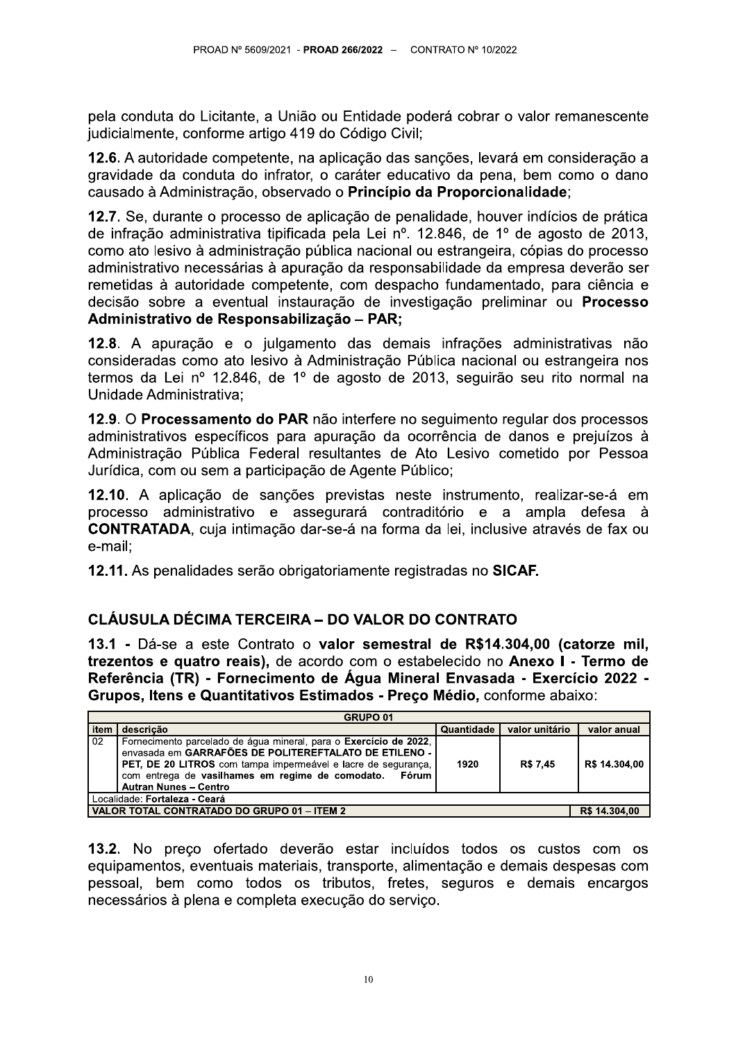pela conduta do Licitante, a União ou Entidade poderá cobrar o valor remanescente judicialmente, conforme artigo 419 do Código Civil;

**12.6.** A autoridade competente, na aplicação das sanções, levará em consideração a gravidade da conduta do infrator, o caráter educativo da pena, bem como o dano causado à Administração, observado o **Princípio da Proporcionalidade**;

**12.7.** Se, durante o processo de aplicação de penalidade, houver indícios de prática de infração administrativa tipificada pela Lei nº. 12.846, de 1º de agosto de 2013, como ato lesivo à administração pública nacional ou estrangeira, cópias do processo administrativo necessárias à apuração da responsabilidade da empresa deverão ser remetidas à autoridade competente, com despacho fundamentado, para ciência e decisão sobre a eventual instauração de investigação preliminar ou **Processo Administrativo de Responsabilização – PAR;**

**12.8**. A apuração e o julgamento das demais infrações administrativas não consideradas como ato lesivo à Administração Pública nacional ou estrangeira nos termos da Lei nº 12.846, de 1º de agosto de 2013, seguirão seu rito normal na Unidade Administrativa;

**12.9**. O **Processamento do PAR** não interfere no seguimento regular dos processos administrativos específicos para apuração da ocorrência de danos e prejuízos à Administração Pública Federal resultantes de Ato Lesivo cometido por Pessoa Jurídica, com ou sem a participação de Agente Público;

**12.10**. A aplicação de sanções previstas neste instrumento, realizar-se-á em processo administrativo e assegurará contraditório e a ampla defesa à **CONTRATADA**, cuja intimação dar-se-á na forma da lei, inclusive através de fax ou e-mail;

**12.11.** As penalidades serão obrigatoriamente registradas no **SICAF.**

## CLÁUSULA DÉCIMA TERCEIRA – DO VALOR DO CONTRATO

**13.1 -** Dá-se a este Contrato o **valor semestral de R$14.304,00 (catorze mil, trezentos e quatro reais),** de acordo com o estabelecido no **Anexo I - Termo de Referência (TR) - Fornecimento de Água Mineral Envasada - Exercício 2022 - Grupos, Itens e Quantitativos Estimados - Preço Médio,** conforme abaixo:

| **GRUPO 01** | | | | |
|---|---|---|---|---|
| **item** | **descrição** | **Quantidade** | **valor unitário** | **valor anual** |
| 02 | Fornecimento parcelado de água mineral, para o **Exercício de 2022**, envasada em **GARRAFÕES DE POLITEREFTALATO DE ETILENO - PET, DE 20 LITROS** com tampa impermeável e lacre de segurança, com entrega de **vasilhames em regime de comodato. Fórum Autran Nunes – Centro** | **1920** | **R$ 7,45** | **R$ 14.304,00** |
| Localidade: **Fortaleza - Ceará** | | | | |
| **VALOR TOTAL CONTRATADO DO GRUPO 01 – ITEM 2** | | | | **R$ 14.304,00** |

**13.2.** No preço ofertado deverão estar incluídos todos os custos com os equipamentos, eventuais materiais, transporte, alimentação e demais despesas com pessoal, bem como todos os tributos, fretes, seguros e demais encargos necessários à plena e completa execução do serviço.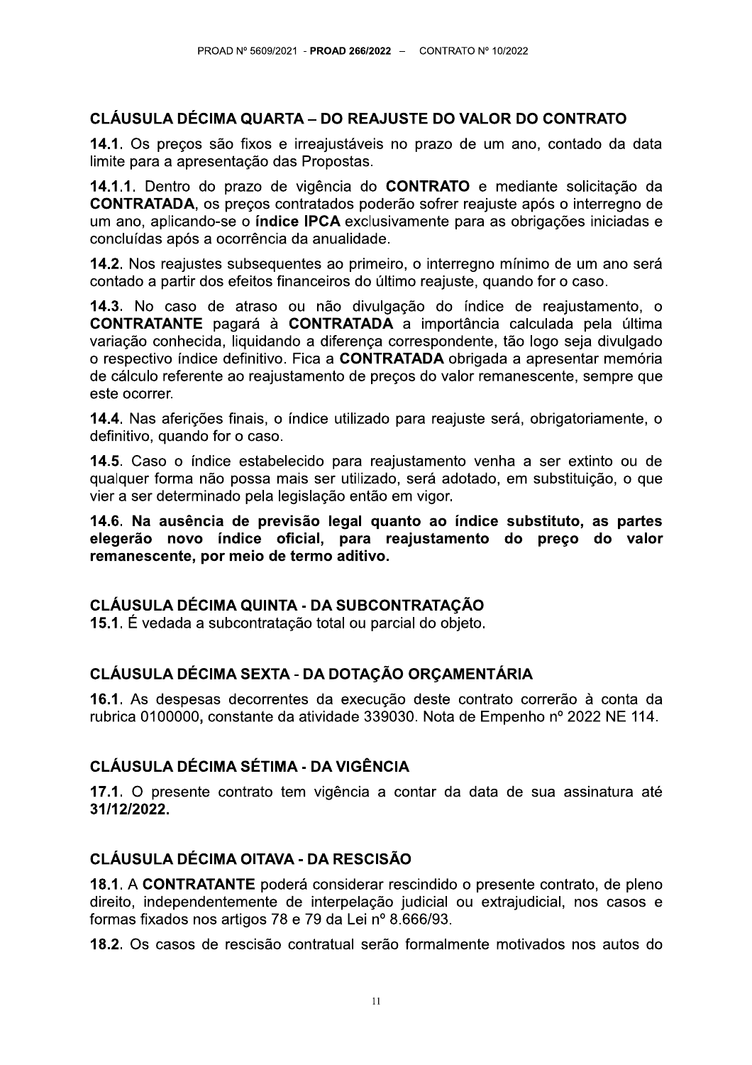## CLÁUSULA DÉCIMA QUARTA – DO REAJUSTE DO VALOR DO CONTRATO

**14.1**. Os preços são fixos e irreajustáveis no prazo de um ano, contado da data limite para a apresentação das Propostas.

**14.1.1**. Dentro do prazo de vigência do **CONTRATO** e mediante solicitação da **CONTRATADA**, os preços contratados poderão sofrer reajuste após o interregno de um ano, aplicando-se o **índice IPCA** exclusivamente para as obrigações iniciadas e concluídas após a ocorrência da anualidade.

**14.2**. Nos reajustes subsequentes ao primeiro, o interregno mínimo de um ano será contado a partir dos efeitos financeiros do último reajuste, quando for o caso.

**14.3**. No caso de atraso ou não divulgação do índice de reajustamento, o **CONTRATANTE** pagará à **CONTRATADA** a importância calculada pela última variação conhecida, liquidando a diferença correspondente, tão logo seja divulgado o respectivo índice definitivo. Fica a **CONTRATADA** obrigada a apresentar memória de cálculo referente ao reajustamento de preços do valor remanescente, sempre que este ocorrer.

**14.4**. Nas aferições finais, o índice utilizado para reajuste será, obrigatoriamente, o definitivo, quando for o caso.

**14.5**. Caso o índice estabelecido para reajustamento venha a ser extinto ou de qualquer forma não possa mais ser utilizado, será adotado, em substituição, o que vier a ser determinado pela legislação então em vigor.

**14.6. Na ausência de previsão legal quanto ao índice substituto, as partes elegerão novo índice oficial, para reajustamento do preço do valor remanescente, por meio de termo aditivo.**

## CLÁUSULA DÉCIMA QUINTA - DA SUBCONTRATAÇÃO

**15.1**. É vedada a subcontratação total ou parcial do objeto.

## CLÁUSULA DÉCIMA SEXTA - DA DOTAÇÃO ORÇAMENTÁRIA

**16.1**. As despesas decorrentes da execução deste contrato correrão à conta da rubrica 0100000**,** constante da atividade 339030. Nota de Empenho nº 2022 NE 114.

## CLÁUSULA DÉCIMA SÉTIMA - DA VIGÊNCIA

**17.1**. O presente contrato tem vigência a contar da data de sua assinatura até **31/12/2022.**

## CLÁUSULA DÉCIMA OITAVA - DA RESCISÃO

**18.1**. A **CONTRATANTE** poderá considerar rescindido o presente contrato, de pleno direito, independentemente de interpelação judicial ou extrajudicial, nos casos e formas fixados nos artigos 78 e 79 da Lei nº 8.666/93.

**18.2**. Os casos de rescisão contratual serão formalmente motivados nos autos do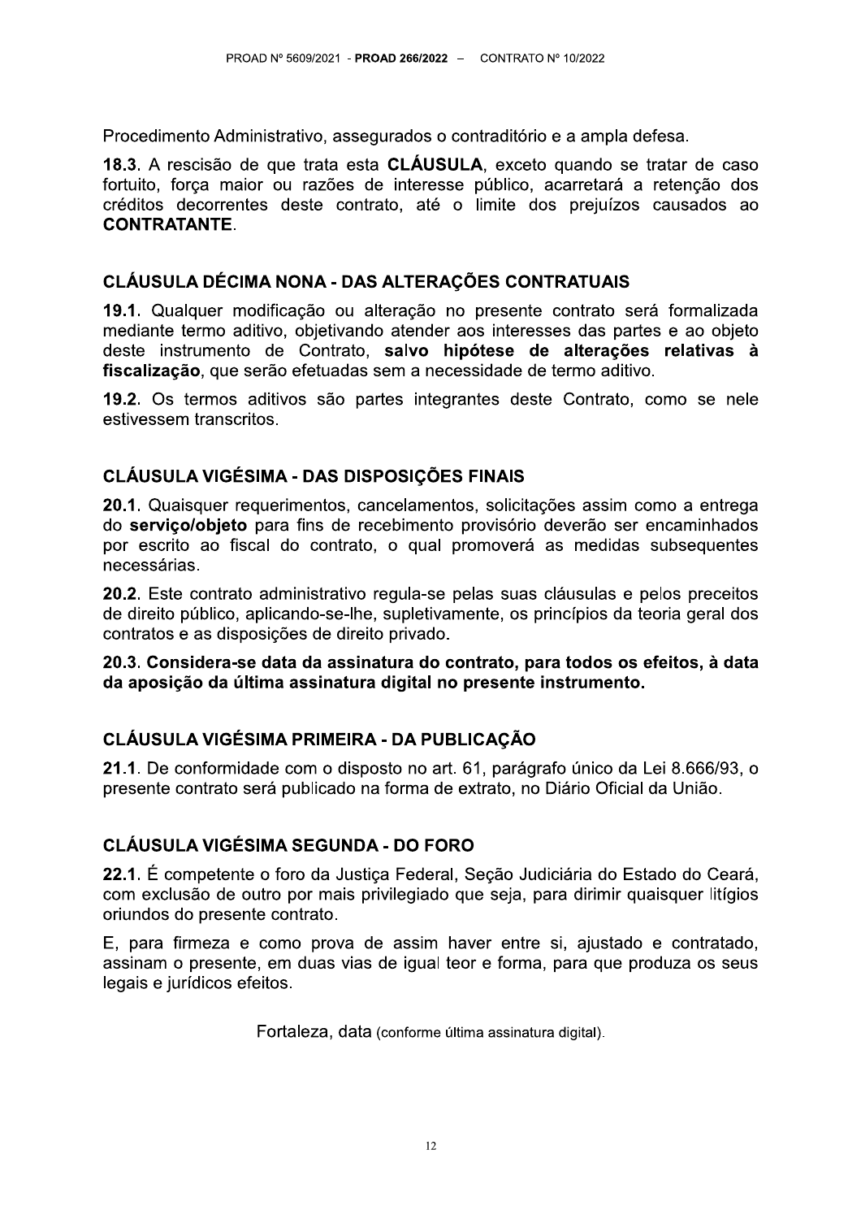Procedimento Administrativo, assegurados o contraditório e a ampla defesa.

**18.3**. A rescisão de que trata esta **CLÁUSULA**, exceto quando se tratar de caso fortuito, força maior ou razões de interesse público, acarretará a retenção dos créditos decorrentes deste contrato, até o limite dos prejuízos causados ao **CONTRATANTE**.

## CLÁUSULA DÉCIMA NONA - DAS ALTERAÇÕES CONTRATUAIS

**19.1**. Qualquer modificação ou alteração no presente contrato será formalizada mediante termo aditivo, objetivando atender aos interesses das partes e ao objeto deste instrumento de Contrato, **salvo hipótese de alterações relativas à fiscalização**, que serão efetuadas sem a necessidade de termo aditivo.

**19.2**. Os termos aditivos são partes integrantes deste Contrato, como se nele estivessem transcritos.

## CLÁUSULA VIGÉSIMA - DAS DISPOSIÇÕES FINAIS

**20.1**. Quaisquer requerimentos, cancelamentos, solicitações assim como a entrega do **serviço/objeto** para fins de recebimento provisório deverão ser encaminhados por escrito ao fiscal do contrato, o qual promoverá as medidas subsequentes necessárias.

**20.2**. Este contrato administrativo regula-se pelas suas cláusulas e pelos preceitos de direito público, aplicando-se-lhe, supletivamente, os princípios da teoria geral dos contratos e as disposições de direito privado.

**20.3. Considera-se data da assinatura do contrato, para todos os efeitos, à data da aposição da última assinatura digital no presente instrumento.**

## CLÁUSULA VIGÉSIMA PRIMEIRA - DA PUBLICAÇÃO

**21.1**. De conformidade com o disposto no art. 61, parágrafo único da Lei 8.666/93, o presente contrato será publicado na forma de extrato, no Diário Oficial da União.

## CLÁUSULA VIGÉSIMA SEGUNDA - DO FORO

**22.1**. É competente o foro da Justiça Federal, Seção Judiciária do Estado do Ceará, com exclusão de outro por mais privilegiado que seja, para dirimir quaisquer litígios oriundos do presente contrato.

E, para firmeza e como prova de assim haver entre si, ajustado e contratado, assinam o presente, em duas vias de igual teor e forma, para que produza os seus legais e jurídicos efeitos.

Fortaleza, data (conforme última assinatura digital).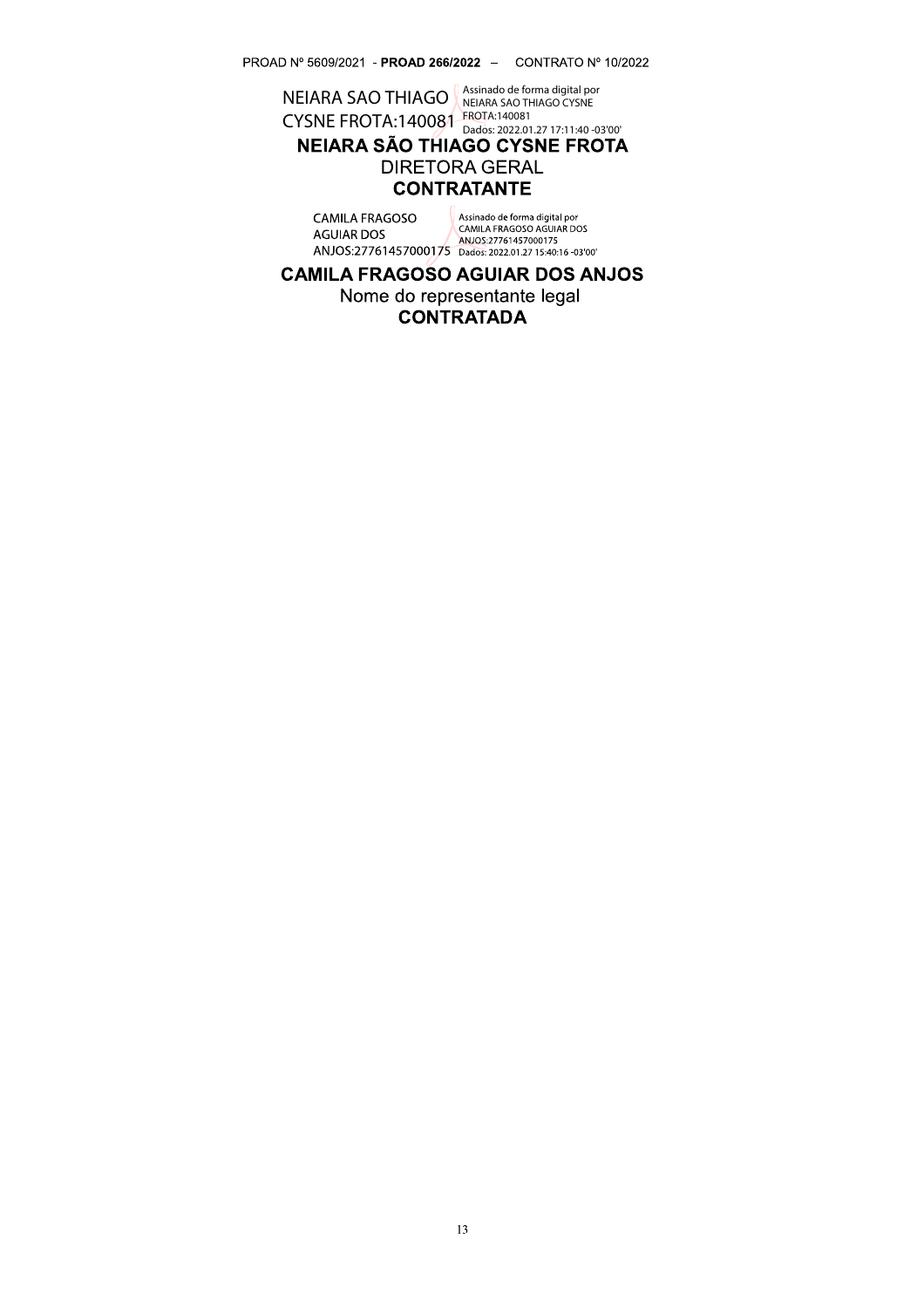NEIARA SAO THIAGO CYSNE FROTA:140081

Assinado de forma digital por NEIARA SAO THIAGO CYSNE FROTA:140081
Dados: 2022.01.27 17:11:40 -03'00'

**NEIARA SÃO THIAGO CYSNE FROTA**
DIRETORA GERAL
**CONTRATANTE**

CAMILA FRAGOSO AGUIAR DOS ANJOS:27761457000175

Assinado de forma digital por CAMILA FRAGOSO AGUIAR DOS ANJOS:27761457000175
Dados: 2022.01.27 15:40:16 -03'00'

**CAMILA FRAGOSO AGUIAR DOS ANJOS**
Nome do representante legal
**CONTRATADA**